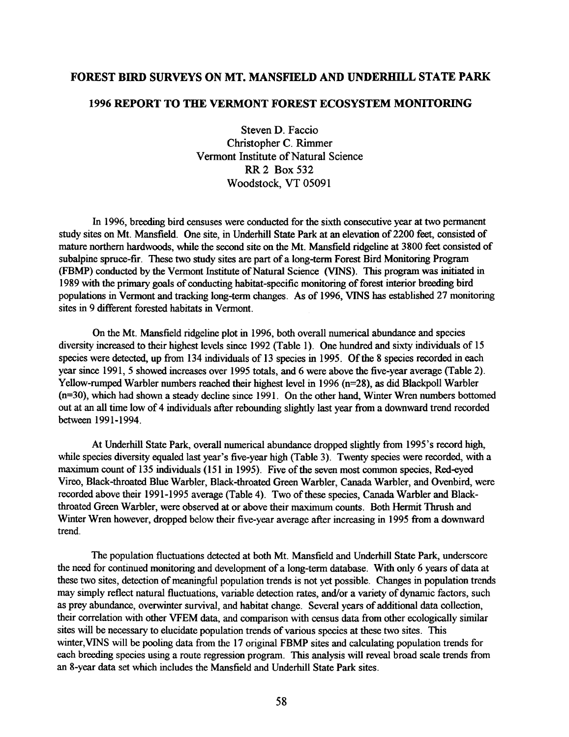# FOREST BIRD SURVEYS ON MT. MANSFIELD AND UNDERHILL STATE PARK

## 1996 REPORT TO THE VERMONT FOREST ECOSYSTEM MONITORING

Steven D. Faccio
Christopher C. Rimmer
Vermont Institute of Natural Science
RR 2 Box 532
Woodstock, VT 05091

In 1996, breeding bird censuses were conducted for the sixth consecutive year at two permanent study sites on Mt. Mansfield. One site, in Underhill State Park at an elevation of 2200 feet, consisted of mature northern hardwoods, while the second site on the Mt. Mansfield ridgeline at 3800 feet consisted of subalpine spruce-fir. These two study sites are part of a long-term Forest Bird Monitoring Program (FBMP) conducted by the Vermont Institute of Natural Science (VINS). This program was initiated in 1989 with the primary goals of conducting habitat-specific monitoring of forest interior breeding bird populations in Vermont and tracking long-term changes. As of 1996, VINS has established 27 monitoring sites in 9 different forested habitats in Vermont.

On the Mt. Mansfield ridgeline plot in 1996, both overall numerical abundance and species diversity increased to their highest levels since 1992 (Table 1). One hundred and sixty individuals of 15 species were detected, up from 134 individuals of 13 species in 1995. Of the 8 species recorded in each year since 1991, 5 showed increases over 1995 totals, and 6 were above the five-year average (Table 2). Yellow-rumped Warbler numbers reached their highest level in 1996 (n=28), as did Blackpoll Warbler (n=30), which had shown a steady decline since 1991. On the other hand, Winter Wren numbers bottomed out at an all time low of 4 individuals after rebounding slightly last year from a downward trend recorded between 1991-1994.

At Underhill State Park, overall numerical abundance dropped slightly from 1995's record high, while species diversity equaled last year's five-year high (Table 3). Twenty species were recorded, with a maximum count of 135 individuals (151 in 1995). Five of the seven most common species, Red-eyed Vireo, Black-throated Blue Warbler, Black-throated Green Warbler, Canada Warbler, and Ovenbird, were recorded above their 1991-1995 average (Table 4). Two of these species, Canada Warbler and Black-throated Green Warbler, were observed at or above their maximum counts. Both Hermit Thrush and Winter Wren however, dropped below their five-year average after increasing in 1995 from a downward trend.

The population fluctuations detected at both Mt. Mansfield and Underhill State Park, underscore the need for continued monitoring and development of a long-term database. With only 6 years of data at these two sites, detection of meaningful population trends is not yet possible. Changes in population trends may simply reflect natural fluctuations, variable detection rates, and/or a variety of dynamic factors, such as prey abundance, overwinter survival, and habitat change. Several years of additional data collection, their correlation with other VFEM data, and comparison with census data from other ecologically similar sites will be necessary to elucidate population trends of various species at these two sites. This winter, VINS will be pooling data from the 17 original FBMP sites and calculating population trends for each breeding species using a route regression program. This analysis will reveal broad scale trends from an 8-year data set which includes the Mansfield and Underhill State Park sites.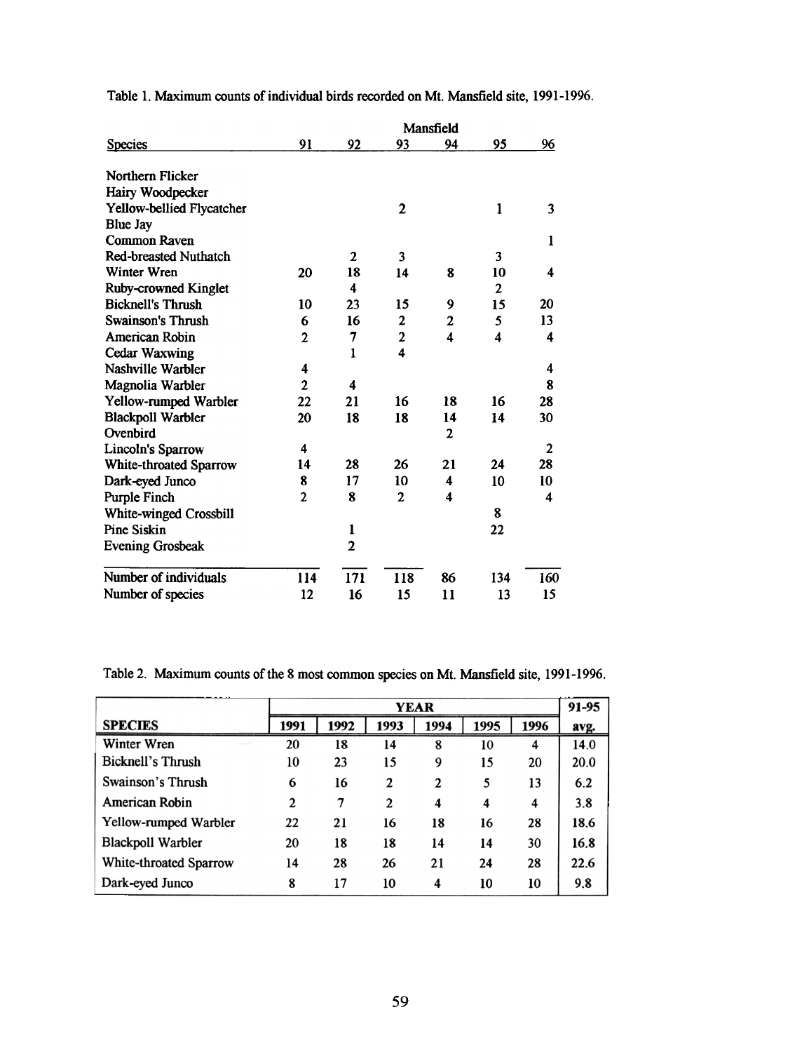Table 1. Maximum counts of individual birds recorded on Mt. Mansfield site, 1991-1996.

| | Mansfield | | | | | |
|---|---|---|---|---|---|---|
| Species | 91 | 92 | 93 | 94 | 95 | 96 |
| Northern Flicker | | | | | | |
| Hairy Woodpecker | | | | | | |
| Yellow-bellied Flycatcher | | | 2 | | 1 | 3 |
| Blue Jay | | | | | | |
| Common Raven | | | | | | 1 |
| Red-breasted Nuthatch | | 2 | 3 | | 3 | |
| Winter Wren | 20 | 18 | 14 | 8 | 10 | 4 |
| Ruby-crowned Kinglet | | 4 | | | 2 | |
| Bicknell's Thrush | 10 | 23 | 15 | 9 | 15 | 20 |
| Swainson's Thrush | 6 | 16 | 2 | 2 | 5 | 13 |
| American Robin | 2 | 7 | 2 | 4 | 4 | 4 |
| Cedar Waxwing | | 1 | 4 | | | |
| Nashville Warbler | 4 | | | | | 4 |
| Magnolia Warbler | 2 | 4 | | | | 8 |
| Yellow-rumped Warbler | 22 | 21 | 16 | 18 | 16 | 28 |
| Blackpoll Warbler | 20 | 18 | 18 | 14 | 14 | 30 |
| Ovenbird | | | | 2 | | |
| Lincoln's Sparrow | 4 | | | | | 2 |
| White-throated Sparrow | 14 | 28 | 26 | 21 | 24 | 28 |
| Dark-eyed Junco | 8 | 17 | 10 | 4 | 10 | 10 |
| Purple Finch | 2 | 8 | 2 | 4 | | 4 |
| White-winged Crossbill | | | | | 8 | |
| Pine Siskin | | 1 | | | 22 | |
| Evening Grosbeak | | 2 | | | | |
| Number of individuals | 114 | 171 | 118 | 86 | 134 | 160 |
| Number of species | 12 | 16 | 15 | 11 | 13 | 15 |

Table 2. Maximum counts of the 8 most common species on Mt. Mansfield site, 1991-1996.

| | YEAR | | | | | | 91-95 |
|---|---|---|---|---|---|---|---|
| SPECIES | 1991 | 1992 | 1993 | 1994 | 1995 | 1996 | avg. |
| Winter Wren | 20 | 18 | 14 | 8 | 10 | 4 | 14.0 |
| Bicknell's Thrush | 10 | 23 | 15 | 9 | 15 | 20 | 20.0 |
| Swainson's Thrush | 6 | 16 | 2 | 2 | 5 | 13 | 6.2 |
| American Robin | 2 | 7 | 2 | 4 | 4 | 4 | 3.8 |
| Yellow-rumped Warbler | 22 | 21 | 16 | 18 | 16 | 28 | 18.6 |
| Blackpoll Warbler | 20 | 18 | 18 | 14 | 14 | 30 | 16.8 |
| White-throated Sparrow | 14 | 28 | 26 | 21 | 24 | 28 | 22.6 |
| Dark-eyed Junco | 8 | 17 | 10 | 4 | 10 | 10 | 9.8 |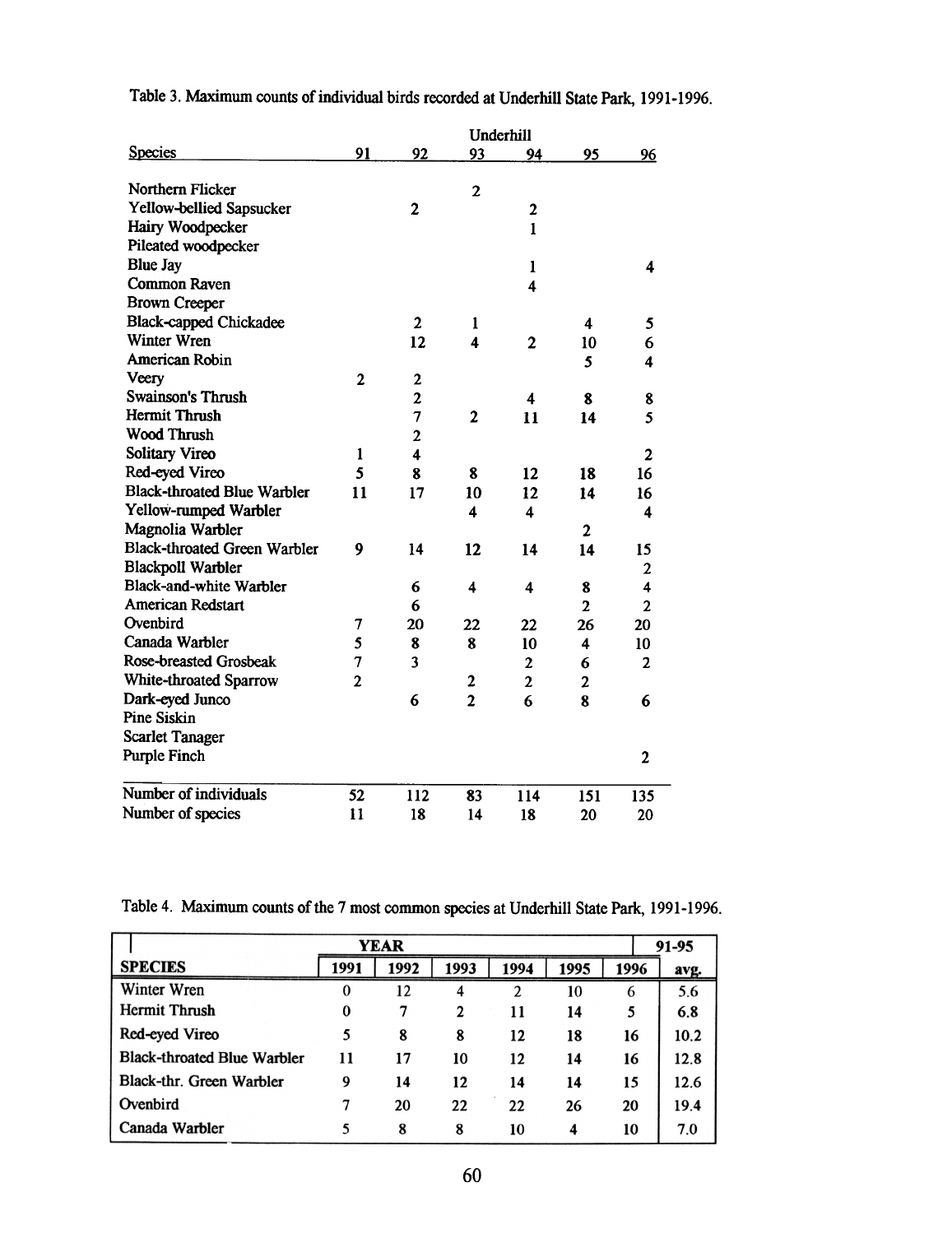Table 3. Maximum counts of individual birds recorded at Underhill State Park, 1991-1996.

| Species | Underhill 91 | 92 | 93 | 94 | 95 | 96 |
|---|---|---|---|---|---|---|
| Northern Flicker | | | 2 | | | |
| Yellow-bellied Sapsucker | | 2 | | 2 | | |
| Hairy Woodpecker | | | | 1 | | |
| Pileated woodpecker | | | | | | |
| Blue Jay | | | | 1 | | 4 |
| Common Raven | | | | 4 | | |
| Brown Creeper | | | | | | |
| Black-capped Chickadee | | 2 | 1 | | 4 | 5 |
| Winter Wren | | 12 | 4 | 2 | 10 | 6 |
| American Robin | | | | | 5 | 4 |
| Veery | 2 | 2 | | | | |
| Swainson's Thrush | | 2 | | 4 | 8 | 8 |
| Hermit Thrush | | 7 | 2 | 11 | 14 | 5 |
| Wood Thrush | | 2 | | | | |
| Solitary Vireo | 1 | 4 | | | | 2 |
| Red-eyed Vireo | 5 | 8 | 8 | 12 | 18 | 16 |
| Black-throated Blue Warbler | 11 | 17 | 10 | 12 | 14 | 16 |
| Yellow-rumped Warbler | | | 4 | 4 | | 4 |
| Magnolia Warbler | | | | | 2 | |
| Black-throated Green Warbler | 9 | 14 | 12 | 14 | 14 | 15 |
| Blackpoll Warbler | | | | | | 2 |
| Black-and-white Warbler | | 6 | 4 | 4 | 8 | 4 |
| American Redstart | | 6 | | | 2 | 2 |
| Ovenbird | 7 | 20 | 22 | 22 | 26 | 20 |
| Canada Warbler | 5 | 8 | 8 | 10 | 4 | 10 |
| Rose-breasted Grosbeak | 7 | 3 | | 2 | 6 | 2 |
| White-throated Sparrow | 2 | | 2 | 2 | 2 | |
| Dark-eyed Junco | | 6 | 2 | 6 | 8 | 6 |
| Pine Siskin | | | | | | |
| Scarlet Tanager | | | | | | |
| Purple Finch | | | | | | 2 |
| Number of individuals | 52 | 112 | 83 | 114 | 151 | 135 |
| Number of species | 11 | 18 | 14 | 18 | 20 | 20 |

Table 4. Maximum counts of the 7 most common species at Underhill State Park, 1991-1996.

| | YEAR | | | | | | 91-95 |
|---|---|---|---|---|---|---|---|
| SPECIES | 1991 | 1992 | 1993 | 1994 | 1995 | 1996 | avg. |
| Winter Wren | 0 | 12 | 4 | 2 | 10 | 6 | 5.6 |
| Hermit Thrush | 0 | 7 | 2 | 11 | 14 | 5 | 6.8 |
| Red-eyed Vireo | 5 | 8 | 8 | 12 | 18 | 16 | 10.2 |
| Black-throated Blue Warbler | 11 | 17 | 10 | 12 | 14 | 16 | 12.8 |
| Black-thr. Green Warbler | 9 | 14 | 12 | 14 | 14 | 15 | 12.6 |
| Ovenbird | 7 | 20 | 22 | 22 | 26 | 20 | 19.4 |
| Canada Warbler | 5 | 8 | 8 | 10 | 4 | 10 | 7.0 |